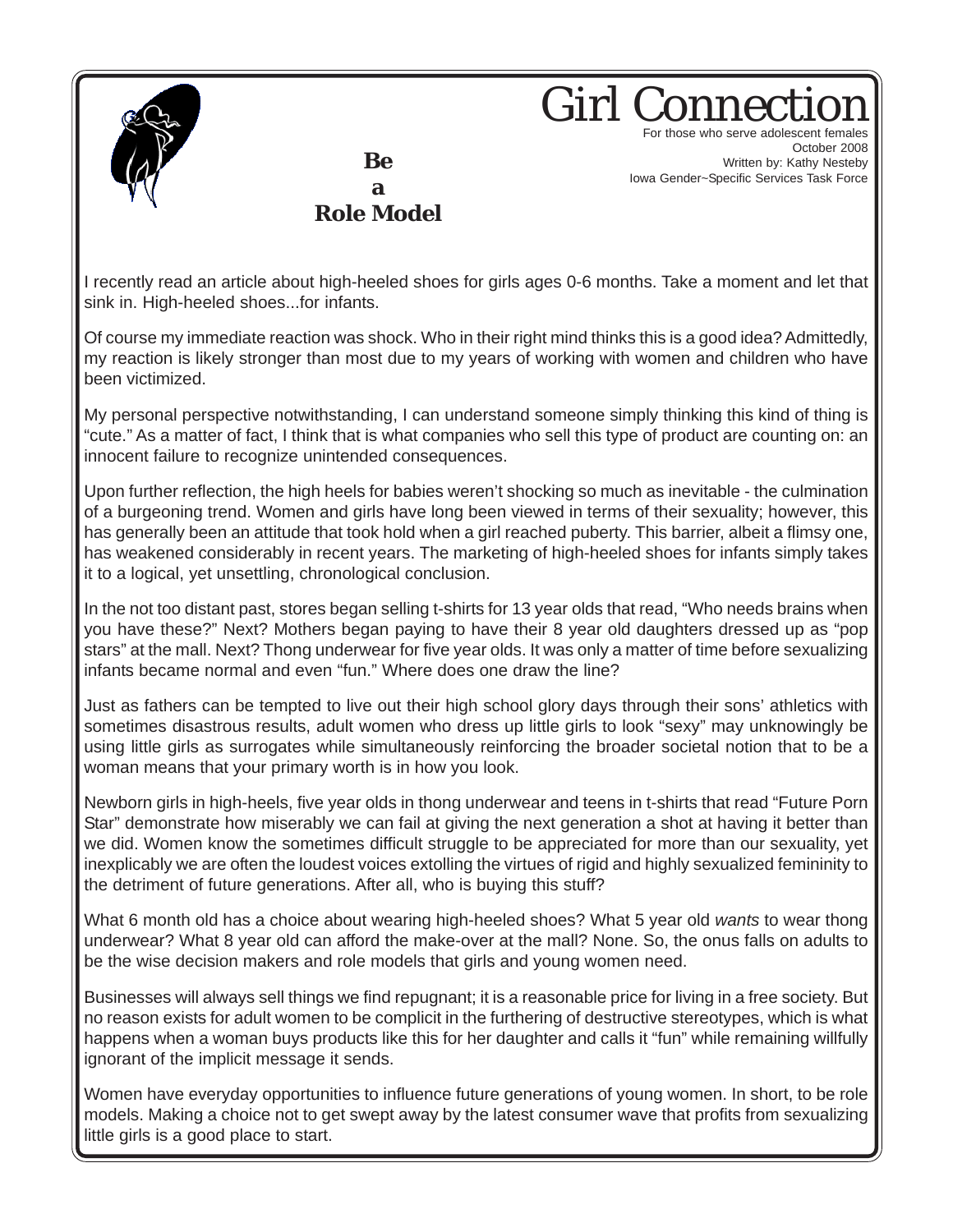# Girl Connection

For those who serve adolescent females
October 2008
Written by: Kathy Nesteby
Iowa Gender~Specific Services Task Force

## Be a Role Model

I recently read an article about high-heeled shoes for girls ages 0-6 months. Take a moment and let that sink in. High-heeled shoes...for infants.

Of course my immediate reaction was shock. Who in their right mind thinks this is a good idea? Admittedly, my reaction is likely stronger than most due to my years of working with women and children who have been victimized.

My personal perspective notwithstanding, I can understand someone simply thinking this kind of thing is "cute." As a matter of fact, I think that is what companies who sell this type of product are counting on: an innocent failure to recognize unintended consequences.

Upon further reflection, the high heels for babies weren't shocking so much as inevitable - the culmination of a burgeoning trend. Women and girls have long been viewed in terms of their sexuality; however, this has generally been an attitude that took hold when a girl reached puberty. This barrier, albeit a flimsy one, has weakened considerably in recent years. The marketing of high-heeled shoes for infants simply takes it to a logical, yet unsettling, chronological conclusion.

In the not too distant past, stores began selling t-shirts for 13 year olds that read, "Who needs brains when you have these?" Next? Mothers began paying to have their 8 year old daughters dressed up as "pop stars" at the mall. Next? Thong underwear for five year olds. It was only a matter of time before sexualizing infants became normal and even "fun." Where does one draw the line?

Just as fathers can be tempted to live out their high school glory days through their sons' athletics with sometimes disastrous results, adult women who dress up little girls to look "sexy" may unknowingly be using little girls as surrogates while simultaneously reinforcing the broader societal notion that to be a woman means that your primary worth is in how you look.

Newborn girls in high-heels, five year olds in thong underwear and teens in t-shirts that read "Future Porn Star" demonstrate how miserably we can fail at giving the next generation a shot at having it better than we did. Women know the sometimes difficult struggle to be appreciated for more than our sexuality, yet inexplicably we are often the loudest voices extolling the virtues of rigid and highly sexualized femininity to the detriment of future generations. After all, who is buying this stuff?

What 6 month old has a choice about wearing high-heeled shoes? What 5 year old *wants* to wear thong underwear? What 8 year old can afford the make-over at the mall? None. So, the onus falls on adults to be the wise decision makers and role models that girls and young women need.

Businesses will always sell things we find repugnant; it is a reasonable price for living in a free society. But no reason exists for adult women to be complicit in the furthering of destructive stereotypes, which is what happens when a woman buys products like this for her daughter and calls it "fun" while remaining willfully ignorant of the implicit message it sends.

Women have everyday opportunities to influence future generations of young women. In short, to be role models. Making a choice not to get swept away by the latest consumer wave that profits from sexualizing little girls is a good place to start.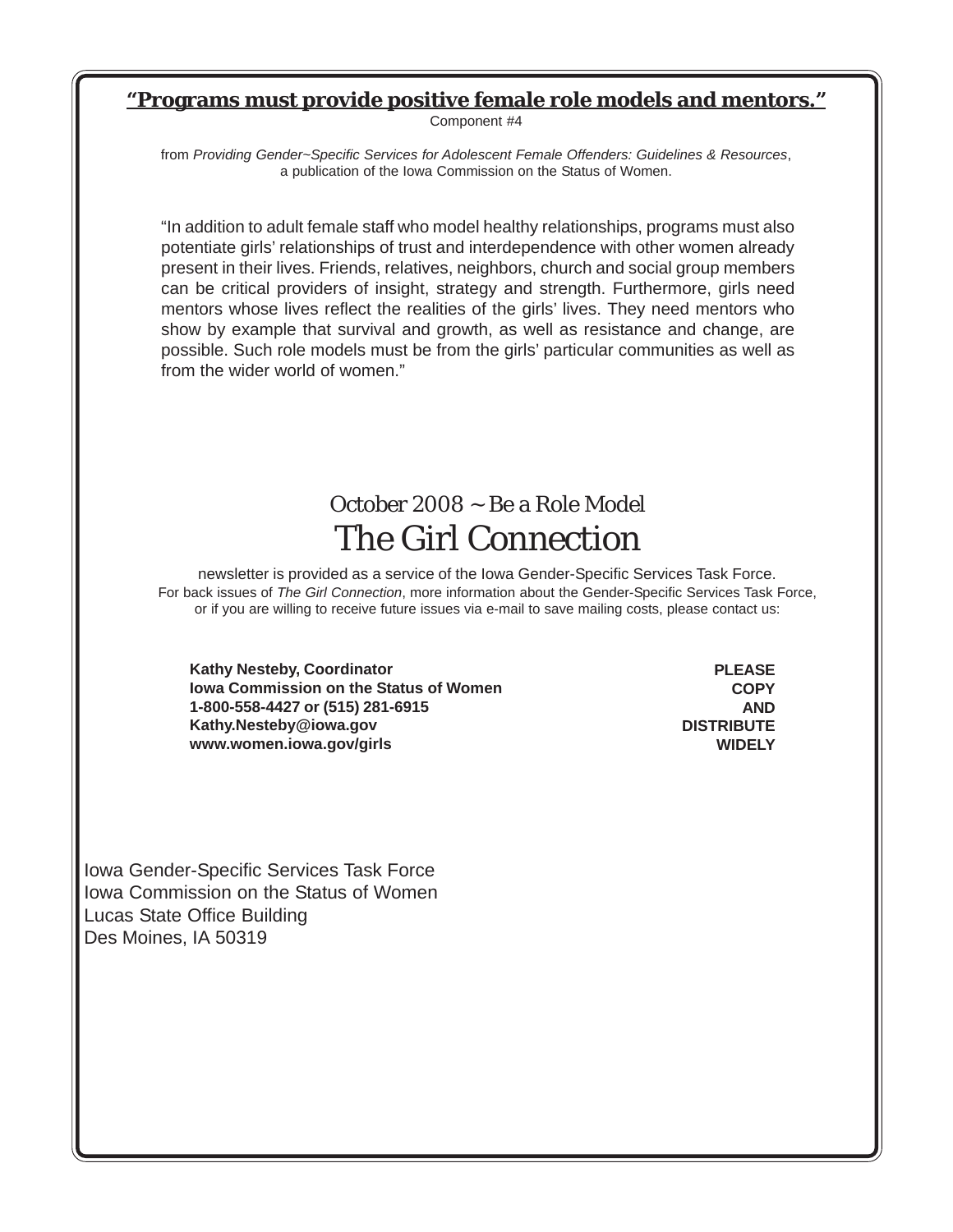**“Programs must provide positive female role models and mentors.”**

Component #4

from *Providing Gender~Specific Services for Adolescent Female Offenders: Guidelines & Resources*, a publication of the Iowa Commission on the Status of Women.

“In addition to adult female staff who model healthy relationships, programs must also potentiate girls’ relationships of trust and interdependence with other women already present in their lives. Friends, relatives, neighbors, church and social group members can be critical providers of insight, strategy and strength. Furthermore, girls need mentors whose lives reflect the realities of the girls’ lives. They need mentors who show by example that survival and growth, as well as resistance and change, are possible. Such role models must be from the girls’ particular communities as well as from the wider world of women.”

October 2008 ~ Be a Role Model

# The Girl Connection

newsletter is provided as a service of the Iowa Gender-Specific Services Task Force.
For back issues of *The Girl Connection*, more information about the Gender-Specific Services Task Force, or if you are willing to receive future issues via e-mail to save mailing costs, please contact us:

**Kathy Nesteby, Coordinator**
**Iowa Commission on the Status of Women**
**1-800-558-4427 or (515) 281-6915**
**Kathy.Nesteby@iowa.gov**
**www.women.iowa.gov/girls**

**PLEASE COPY AND DISTRIBUTE WIDELY**

Iowa Gender-Specific Services Task Force
Iowa Commission on the Status of Women
Lucas State Office Building
Des Moines, IA 50319